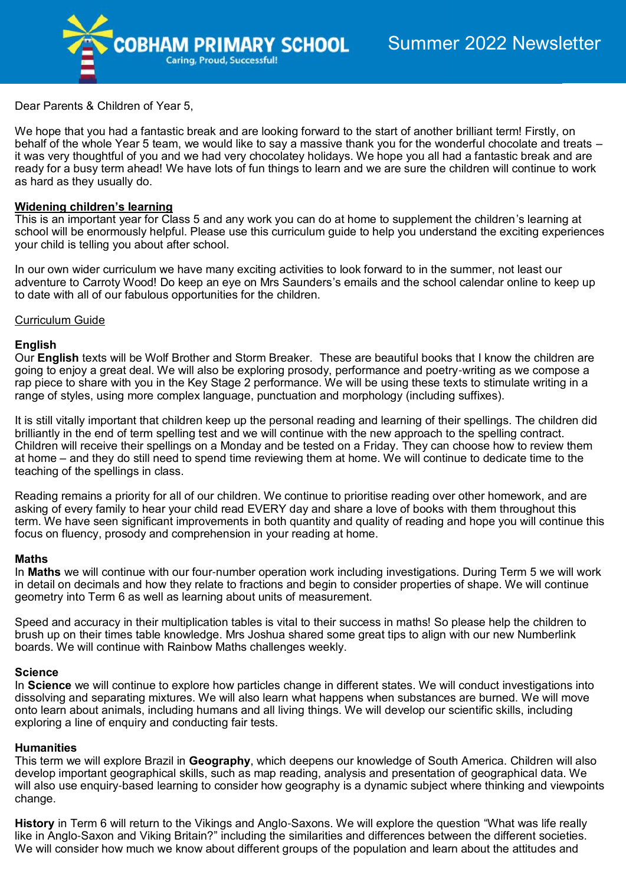# COBHAM PRIMARY SCHOOL

Caring, Proud, Successful!

## Summer 2022 Newsletter

Dear Parents & Children of Year 5,

We hope that you had a fantastic break and are looking forward to the start of another brilliant term! Firstly, on behalf of the whole Year 5 team, we would like to say a massive thank you for the wonderful chocolate and treats – it was very thoughtful of you and we had very chocolatey holidays. We hope you all had a fantastic break and are ready for a busy term ahead! We have lots of fun things to learn and we are sure the children will continue to work as hard as they usually do.

**Widening children's learning**

This is an important year for Class 5 and any work you can do at home to supplement the children's learning at school will be enormously helpful. Please use this curriculum guide to help you understand the exciting experiences your child is telling you about after school.

In our own wider curriculum we have many exciting activities to look forward to in the summer, not least our adventure to Carroty Wood! Do keep an eye on Mrs Saunders's emails and the school calendar online to keep up to date with all of our fabulous opportunities for the children.

Curriculum Guide

**English**

Our **English** texts will be Wolf Brother and Storm Breaker. These are beautiful books that I know the children are going to enjoy a great deal. We will also be exploring prosody, performance and poetry-writing as we compose a rap piece to share with you in the Key Stage 2 performance. We will be using these texts to stimulate writing in a range of styles, using more complex language, punctuation and morphology (including suffixes).

It is still vitally important that children keep up the personal reading and learning of their spellings. The children did brilliantly in the end of term spelling test and we will continue with the new approach to the spelling contract. Children will receive their spellings on a Monday and be tested on a Friday. They can choose how to review them at home – and they do still need to spend time reviewing them at home. We will continue to dedicate time to the teaching of the spellings in class.

Reading remains a priority for all of our children. We continue to prioritise reading over other homework, and are asking of every family to hear your child read EVERY day and share a love of books with them throughout this term. We have seen significant improvements in both quantity and quality of reading and hope you will continue this focus on fluency, prosody and comprehension in your reading at home.

**Maths**

In **Maths** we will continue with our four-number operation work including investigations. During Term 5 we will work in detail on decimals and how they relate to fractions and begin to consider properties of shape. We will continue geometry into Term 6 as well as learning about units of measurement.

Speed and accuracy in their multiplication tables is vital to their success in maths! So please help the children to brush up on their times table knowledge. Mrs Joshua shared some great tips to align with our new Numberlink boards. We will continue with Rainbow Maths challenges weekly.

**Science**

In **Science** we will continue to explore how particles change in different states. We will conduct investigations into dissolving and separating mixtures. We will also learn what happens when substances are burned. We will move onto learn about animals, including humans and all living things. We will develop our scientific skills, including exploring a line of enquiry and conducting fair tests.

**Humanities**

This term we will explore Brazil in **Geography**, which deepens our knowledge of South America. Children will also develop important geographical skills, such as map reading, analysis and presentation of geographical data. We will also use enquiry-based learning to consider how geography is a dynamic subject where thinking and viewpoints change.

**History** in Term 6 will return to the Vikings and Anglo-Saxons. We will explore the question "What was life really like in Anglo-Saxon and Viking Britain?" including the similarities and differences between the different societies. We will consider how much we know about different groups of the population and learn about the attitudes and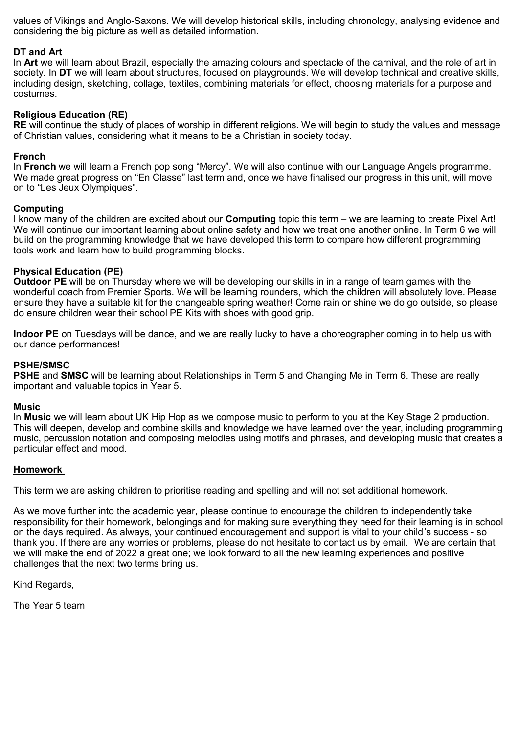values of Vikings and Anglo-Saxons. We will develop historical skills, including chronology, analysing evidence and considering the big picture as well as detailed information.

**DT and Art**

In **Art** we will learn about Brazil, especially the amazing colours and spectacle of the carnival, and the role of art in society. In **DT** we will learn about structures, focused on playgrounds. We will develop technical and creative skills, including design, sketching, collage, textiles, combining materials for effect, choosing materials for a purpose and costumes.

**Religious Education (RE)**

**RE** will continue the study of places of worship in different religions. We will begin to study the values and message of Christian values, considering what it means to be a Christian in society today.

**French**

In **French** we will learn a French pop song "Mercy". We will also continue with our Language Angels programme. We made great progress on "En Classe" last term and, once we have finalised our progress in this unit, will move on to "Les Jeux Olympiques".

**Computing**

I know many of the children are excited about our **Computing** topic this term – we are learning to create Pixel Art! We will continue our important learning about online safety and how we treat one another online. In Term 6 we will build on the programming knowledge that we have developed this term to compare how different programming tools work and learn how to build programming blocks.

**Physical Education (PE)**

**Outdoor PE** will be on Thursday where we will be developing our skills in in a range of team games with the wonderful coach from Premier Sports. We will be learning rounders, which the children will absolutely love. Please ensure they have a suitable kit for the changeable spring weather! Come rain or shine we do go outside, so please do ensure children wear their school PE Kits with shoes with good grip.

**Indoor PE** on Tuesdays will be dance, and we are really lucky to have a choreographer coming in to help us with our dance performances!

**PSHE/SMSC**

**PSHE** and **SMSC** will be learning about Relationships in Term 5 and Changing Me in Term 6. These are really important and valuable topics in Year 5.

**Music**

In **Music** we will learn about UK Hip Hop as we compose music to perform to you at the Key Stage 2 production. This will deepen, develop and combine skills and knowledge we have learned over the year, including programming music, percussion notation and composing melodies using motifs and phrases, and developing music that creates a particular effect and mood.

**Homework**

This term we are asking children to prioritise reading and spelling and will not set additional homework.

As we move further into the academic year, please continue to encourage the children to independently take responsibility for their homework, belongings and for making sure everything they need for their learning is in school on the days required. As always, your continued encouragement and support is vital to your child's success - so thank you. If there are any worries or problems, please do not hesitate to contact us by email. We are certain that we will make the end of 2022 a great one; we look forward to all the new learning experiences and positive challenges that the next two terms bring us.

Kind Regards,

The Year 5 team